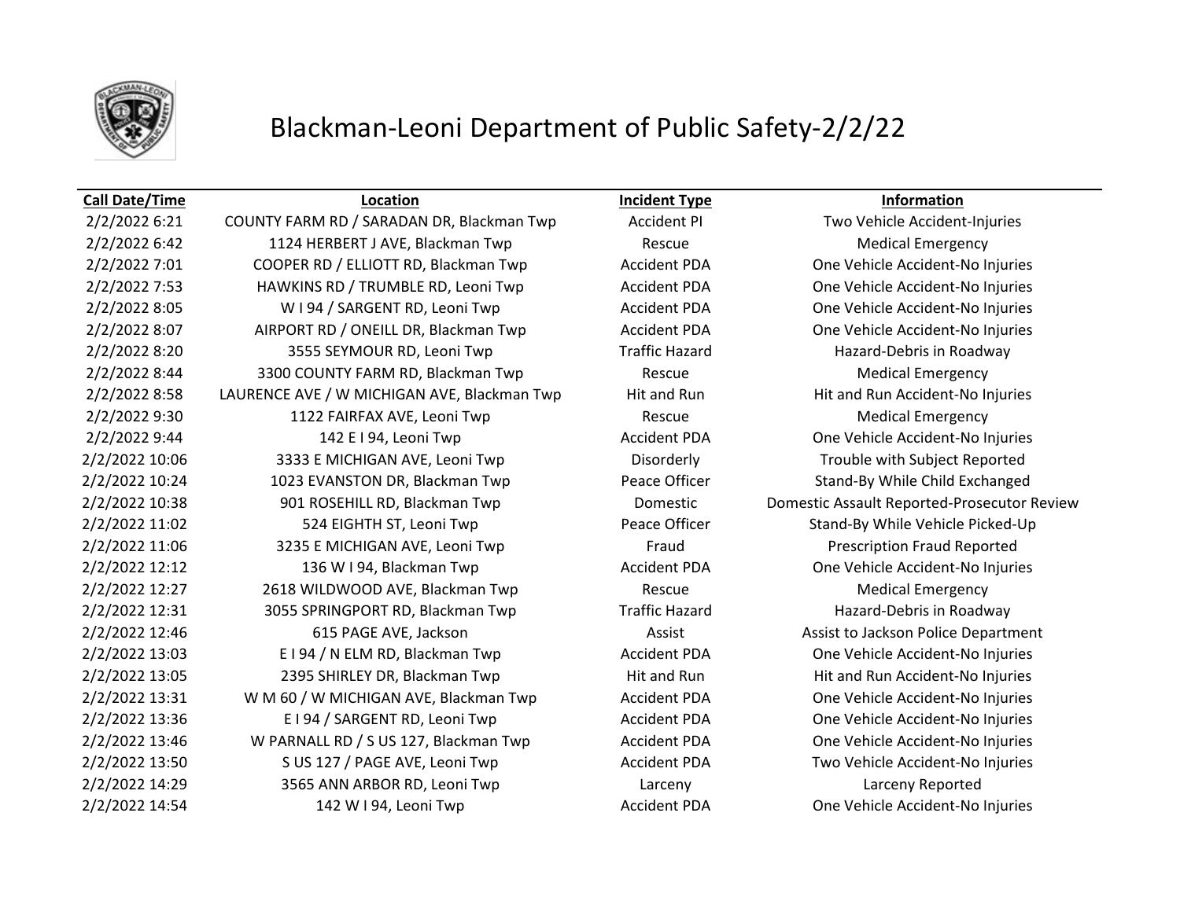# Blackman-Leoni Department of Public Safety-2/2/22

| Call Date/Time | Location | Incident Type | Information |
|---|---|---|---|
| 2/2/2022 6:21 | COUNTY FARM RD / SARADAN DR, Blackman Twp | Accident PI | Two Vehicle Accident-Injuries |
| 2/2/2022 6:42 | 1124 HERBERT J AVE, Blackman Twp | Rescue | Medical Emergency |
| 2/2/2022 7:01 | COOPER RD / ELLIOTT RD, Blackman Twp | Accident PDA | One Vehicle Accident-No Injuries |
| 2/2/2022 7:53 | HAWKINS RD / TRUMBLE RD, Leoni Twp | Accident PDA | One Vehicle Accident-No Injuries |
| 2/2/2022 8:05 | W I 94 / SARGENT RD, Leoni Twp | Accident PDA | One Vehicle Accident-No Injuries |
| 2/2/2022 8:07 | AIRPORT RD / ONEILL DR, Blackman Twp | Accident PDA | One Vehicle Accident-No Injuries |
| 2/2/2022 8:20 | 3555 SEYMOUR RD, Leoni Twp | Traffic Hazard | Hazard-Debris in Roadway |
| 2/2/2022 8:44 | 3300 COUNTY FARM RD, Blackman Twp | Rescue | Medical Emergency |
| 2/2/2022 8:58 | LAURENCE AVE / W MICHIGAN AVE, Blackman Twp | Hit and Run | Hit and Run Accident-No Injuries |
| 2/2/2022 9:30 | 1122 FAIRFAX AVE, Leoni Twp | Rescue | Medical Emergency |
| 2/2/2022 9:44 | 142 E I 94, Leoni Twp | Accident PDA | One Vehicle Accident-No Injuries |
| 2/2/2022 10:06 | 3333 E MICHIGAN AVE, Leoni Twp | Disorderly | Trouble with Subject Reported |
| 2/2/2022 10:24 | 1023 EVANSTON DR, Blackman Twp | Peace Officer | Stand-By While Child Exchanged |
| 2/2/2022 10:38 | 901 ROSEHILL RD, Blackman Twp | Domestic | Domestic Assault Reported-Prosecutor Review |
| 2/2/2022 11:02 | 524 EIGHTH ST, Leoni Twp | Peace Officer | Stand-By While Vehicle Picked-Up |
| 2/2/2022 11:06 | 3235 E MICHIGAN AVE, Leoni Twp | Fraud | Prescription Fraud Reported |
| 2/2/2022 12:12 | 136 W I 94, Blackman Twp | Accident PDA | One Vehicle Accident-No Injuries |
| 2/2/2022 12:27 | 2618 WILDWOOD AVE, Blackman Twp | Rescue | Medical Emergency |
| 2/2/2022 12:31 | 3055 SPRINGPORT RD, Blackman Twp | Traffic Hazard | Hazard-Debris in Roadway |
| 2/2/2022 12:46 | 615 PAGE AVE, Jackson | Assist | Assist to Jackson Police Department |
| 2/2/2022 13:03 | E I 94 / N ELM RD, Blackman Twp | Accident PDA | One Vehicle Accident-No Injuries |
| 2/2/2022 13:05 | 2395 SHIRLEY DR, Blackman Twp | Hit and Run | Hit and Run Accident-No Injuries |
| 2/2/2022 13:31 | W M 60 / W MICHIGAN AVE, Blackman Twp | Accident PDA | One Vehicle Accident-No Injuries |
| 2/2/2022 13:36 | E I 94 / SARGENT RD, Leoni Twp | Accident PDA | One Vehicle Accident-No Injuries |
| 2/2/2022 13:46 | W PARNALL RD / S US 127, Blackman Twp | Accident PDA | One Vehicle Accident-No Injuries |
| 2/2/2022 13:50 | S US 127 / PAGE AVE, Leoni Twp | Accident PDA | Two Vehicle Accident-No Injuries |
| 2/2/2022 14:29 | 3565 ANN ARBOR RD, Leoni Twp | Larceny | Larceny Reported |
| 2/2/2022 14:54 | 142 W I 94, Leoni Twp | Accident PDA | One Vehicle Accident-No Injuries |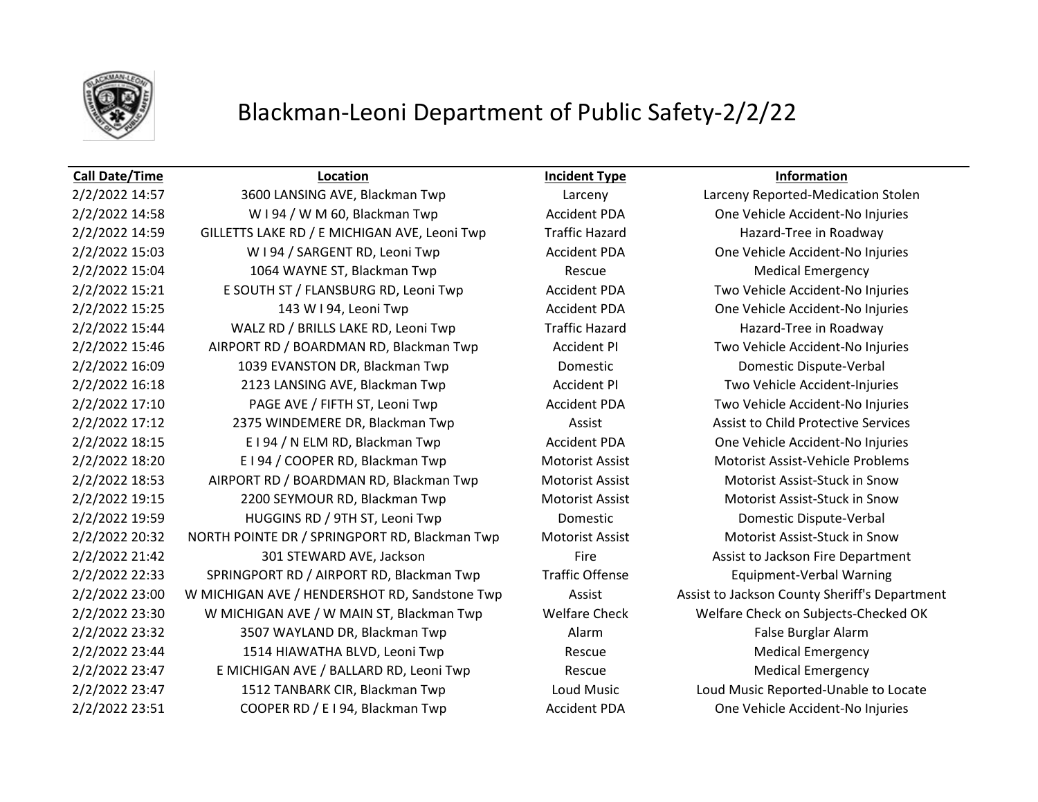# Blackman-Leoni Department of Public Safety-2/2/22

| Call Date/Time | Location | Incident Type | Information |
|---|---|---|---|
| 2/2/2022 14:57 | 3600 LANSING AVE, Blackman Twp | Larceny | Larceny Reported-Medication Stolen |
| 2/2/2022 14:58 | W I 94 / W M 60, Blackman Twp | Accident PDA | One Vehicle Accident-No Injuries |
| 2/2/2022 14:59 | GILLETTS LAKE RD / E MICHIGAN AVE, Leoni Twp | Traffic Hazard | Hazard-Tree in Roadway |
| 2/2/2022 15:03 | W I 94 / SARGENT RD, Leoni Twp | Accident PDA | One Vehicle Accident-No Injuries |
| 2/2/2022 15:04 | 1064 WAYNE ST, Blackman Twp | Rescue | Medical Emergency |
| 2/2/2022 15:21 | E SOUTH ST / FLANSBURG RD, Leoni Twp | Accident PDA | Two Vehicle Accident-No Injuries |
| 2/2/2022 15:25 | 143 W I 94, Leoni Twp | Accident PDA | One Vehicle Accident-No Injuries |
| 2/2/2022 15:44 | WALZ RD / BRILLS LAKE RD, Leoni Twp | Traffic Hazard | Hazard-Tree in Roadway |
| 2/2/2022 15:46 | AIRPORT RD / BOARDMAN RD, Blackman Twp | Accident PI | Two Vehicle Accident-No Injuries |
| 2/2/2022 16:09 | 1039 EVANSTON DR, Blackman Twp | Domestic | Domestic Dispute-Verbal |
| 2/2/2022 16:18 | 2123 LANSING AVE, Blackman Twp | Accident PI | Two Vehicle Accident-Injuries |
| 2/2/2022 17:10 | PAGE AVE / FIFTH ST, Leoni Twp | Accident PDA | Two Vehicle Accident-No Injuries |
| 2/2/2022 17:12 | 2375 WINDEMERE DR, Blackman Twp | Assist | Assist to Child Protective Services |
| 2/2/2022 18:15 | E I 94 / N ELM RD, Blackman Twp | Accident PDA | One Vehicle Accident-No Injuries |
| 2/2/2022 18:20 | E I 94 / COOPER RD, Blackman Twp | Motorist Assist | Motorist Assist-Vehicle Problems |
| 2/2/2022 18:53 | AIRPORT RD / BOARDMAN RD, Blackman Twp | Motorist Assist | Motorist Assist-Stuck in Snow |
| 2/2/2022 19:15 | 2200 SEYMOUR RD, Blackman Twp | Motorist Assist | Motorist Assist-Stuck in Snow |
| 2/2/2022 19:59 | HUGGINS RD / 9TH ST, Leoni Twp | Domestic | Domestic Dispute-Verbal |
| 2/2/2022 20:32 | NORTH POINTE DR / SPRINGPORT RD, Blackman Twp | Motorist Assist | Motorist Assist-Stuck in Snow |
| 2/2/2022 21:42 | 301 STEWARD AVE, Jackson | Fire | Assist to Jackson Fire Department |
| 2/2/2022 22:33 | SPRINGPORT RD / AIRPORT RD, Blackman Twp | Traffic Offense | Equipment-Verbal Warning |
| 2/2/2022 23:00 | W MICHIGAN AVE / HENDERSHOT RD, Sandstone Twp | Assist | Assist to Jackson County Sheriff's Department |
| 2/2/2022 23:30 | W MICHIGAN AVE / W MAIN ST, Blackman Twp | Welfare Check | Welfare Check on Subjects-Checked OK |
| 2/2/2022 23:32 | 3507 WAYLAND DR, Blackman Twp | Alarm | False Burglar Alarm |
| 2/2/2022 23:44 | 1514 HIAWATHA BLVD, Leoni Twp | Rescue | Medical Emergency |
| 2/2/2022 23:47 | E MICHIGAN AVE / BALLARD RD, Leoni Twp | Rescue | Medical Emergency |
| 2/2/2022 23:47 | 1512 TANBARK CIR, Blackman Twp | Loud Music | Loud Music Reported-Unable to Locate |
| 2/2/2022 23:51 | COOPER RD / E I 94, Blackman Twp | Accident PDA | One Vehicle Accident-No Injuries |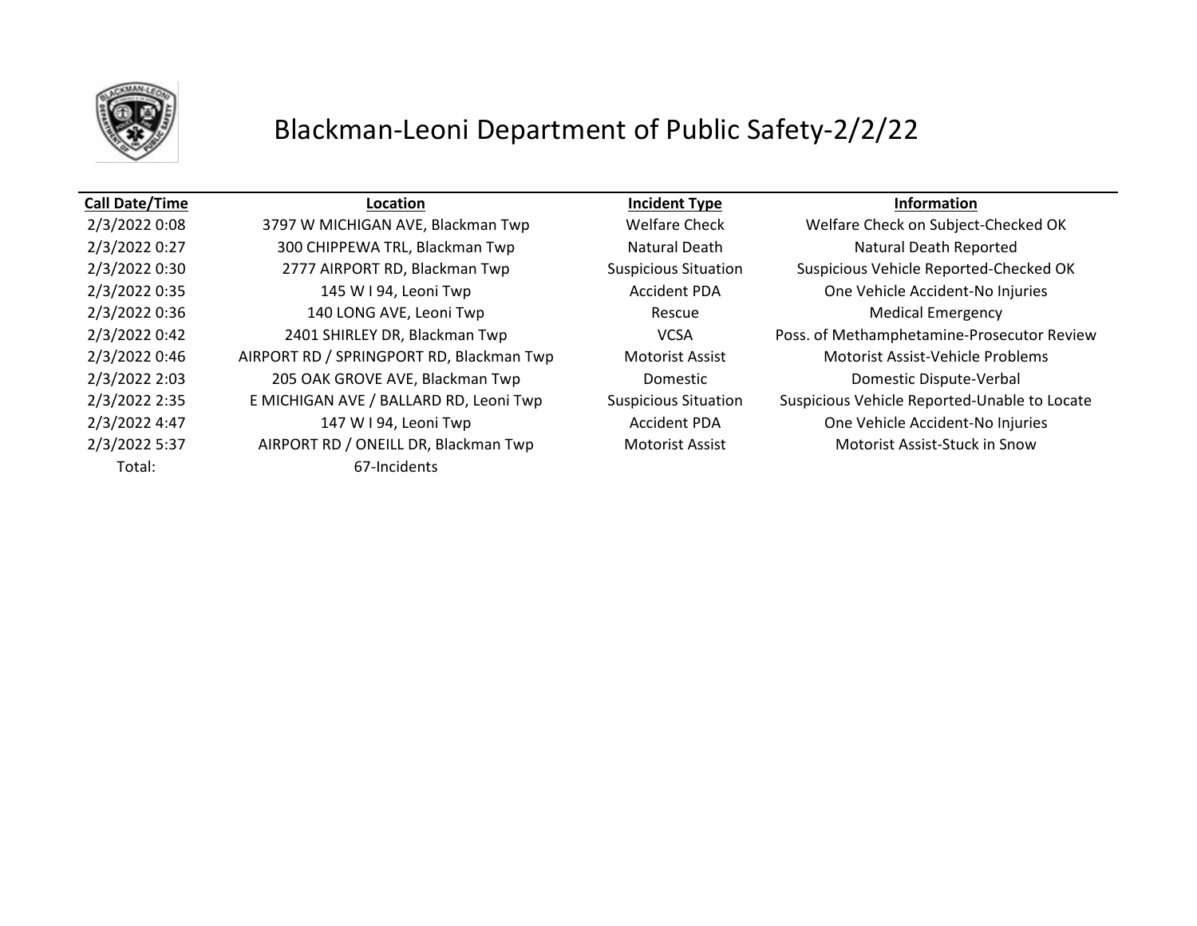# Blackman-Leoni Department of Public Safety-2/2/22

| Call Date/Time | Location | Incident Type | Information |
|---|---|---|---|
| 2/3/2022 0:08 | 3797 W MICHIGAN AVE, Blackman Twp | Welfare Check | Welfare Check on Subject-Checked OK |
| 2/3/2022 0:27 | 300 CHIPPEWA TRL, Blackman Twp | Natural Death | Natural Death Reported |
| 2/3/2022 0:30 | 2777 AIRPORT RD, Blackman Twp | Suspicious Situation | Suspicious Vehicle Reported-Checked OK |
| 2/3/2022 0:35 | 145 W I 94, Leoni Twp | Accident PDA | One Vehicle Accident-No Injuries |
| 2/3/2022 0:36 | 140 LONG AVE, Leoni Twp | Rescue | Medical Emergency |
| 2/3/2022 0:42 | 2401 SHIRLEY DR, Blackman Twp | VCSA | Poss. of Methamphetamine-Prosecutor Review |
| 2/3/2022 0:46 | AIRPORT RD / SPRINGPORT RD, Blackman Twp | Motorist Assist | Motorist Assist-Vehicle Problems |
| 2/3/2022 2:03 | 205 OAK GROVE AVE, Blackman Twp | Domestic | Domestic Dispute-Verbal |
| 2/3/2022 2:35 | E MICHIGAN AVE / BALLARD RD, Leoni Twp | Suspicious Situation | Suspicious Vehicle Reported-Unable to Locate |
| 2/3/2022 4:47 | 147 W I 94, Leoni Twp | Accident PDA | One Vehicle Accident-No Injuries |
| 2/3/2022 5:37 | AIRPORT RD / ONEILL DR, Blackman Twp | Motorist Assist | Motorist Assist-Stuck in Snow |
| Total: | 67-Incidents | | |